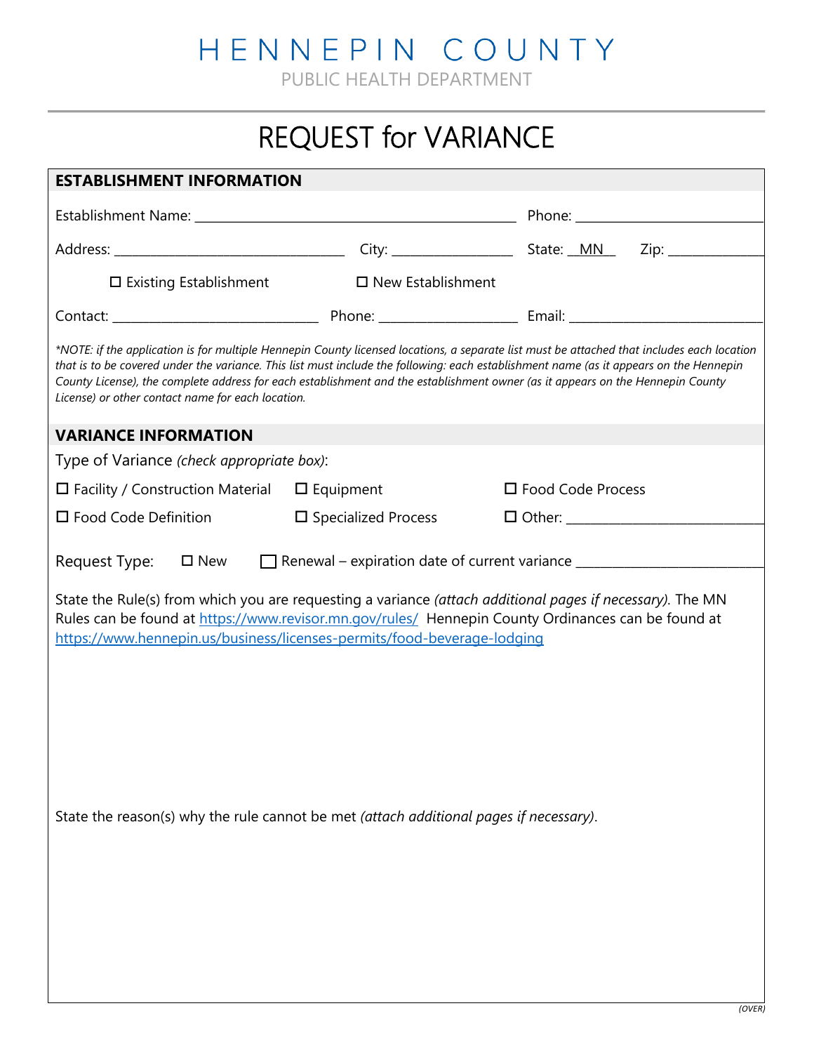# HENNEPIN COUNTY

PUBLIC HEALTH DEPARTMENT

## REQUEST for VARIANCE

### ESTABLISHMENT INFORMATION

Establishment Name: ______________________________________________ Phone: ___________________________

Address: _________________________________ City: _________________ State: __MN__ Zip: _____________

☐ Existing Establishment ☐ New Establishment

Contact: ______________________________ Phone: ____________________ Email: ____________________________

*\*NOTE: if the application is for multiple Hennepin County licensed locations, a separate list must be attached that includes each location that is to be covered under the variance. This list must include the following: each establishment name (as it appears on the Hennepin County License), the complete address for each establishment and the establishment owner (as it appears on the Hennepin County License) or other contact name for each location.*

### VARIANCE INFORMATION

Type of Variance *(check appropriate box)*:

☐ Facility / Construction Material ☐ Equipment ☐ Food Code Process

☐ Food Code Definition ☐ Specialized Process ☐ Other: ____________________________

Request Type: ☐ New ☐ Renewal – expiration date of current variance __________________________

State the Rule(s) from which you are requesting a variance *(attach additional pages if necessary)*. The MN Rules can be found at https://www.revisor.mn.gov/rules/ Hennepin County Ordinances can be found at https://www.hennepin.us/business/licenses-permits/food-beverage-lodging

State the reason(s) why the rule cannot be met *(attach additional pages if necessary)*.

*(OVER)*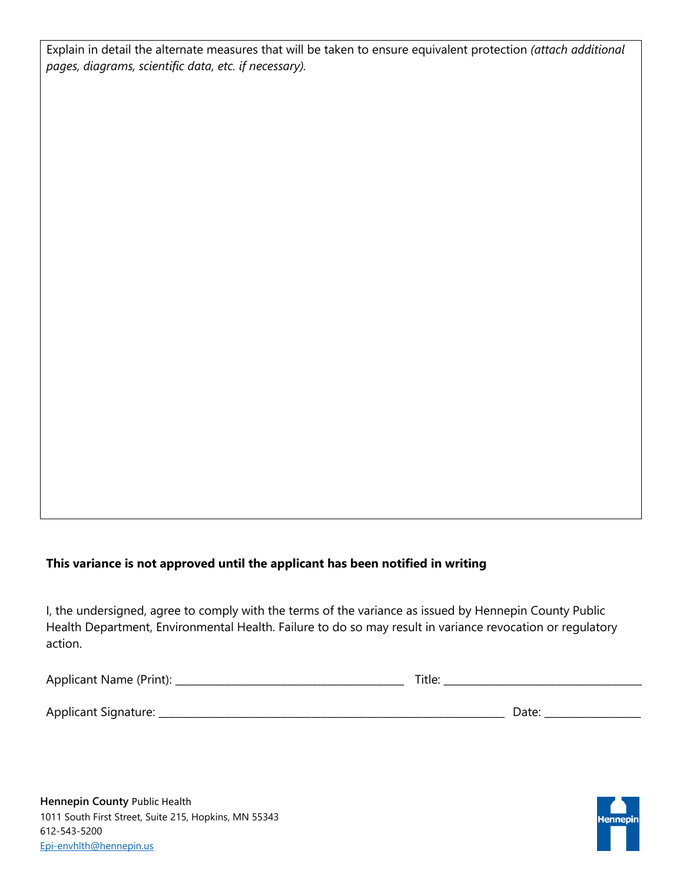Explain in detail the alternate measures that will be taken to ensure equivalent protection *(attach additional pages, diagrams, scientific data, etc. if necessary).*

**This variance is not approved until the applicant has been notified in writing**

I, the undersigned, agree to comply with the terms of the variance as issued by Hennepin County Public Health Department, Environmental Health. Failure to do so may result in variance revocation or regulatory action.

Applicant Name (Print): ________________________________________ Title: ___________________________________

Applicant Signature: _________________________________________________________________ Date: _________________

**Hennepin County** Public Health
1011 South First Street, Suite 215, Hopkins, MN 55343
612-543-5200
Epi-envhlth@hennepin.us